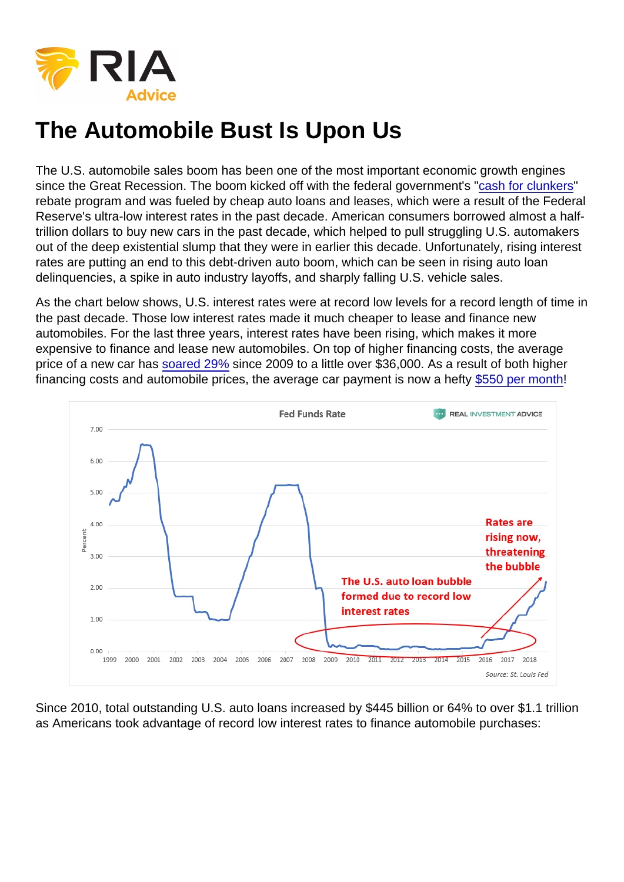# The Automobile Bust Is Upon Us

The U.S. automobile sales boom has been one of the most important economic growth engines since the Great Recession. The boom kicked off with the federal government's "cash for clunkers" rebate program and was fueled by cheap auto loans and leases, which were a result of the Federal Reserve's ultra-low interest rates in the past decade. American consumers borrowed almost a half-trillion dollars to buy new cars in the past decade, which helped to pull struggling U.S. automakers out of the deep existential slump that they were in earlier this decade. Unfortunately, rising interest rates are putting an end to this debt-driven auto boom, which can be seen in rising auto loan delinquencies, a spike in auto industry layoffs, and sharply falling U.S. vehicle sales.

As the chart below shows, U.S. interest rates were at record low levels for a record length of time in the past decade. Those low interest rates made it much cheaper to lease and finance new automobiles. For the last three years, interest rates have been rising, which makes it more expensive to finance and lease new automobiles. On top of higher financing costs, the average price of a new car has soared 29% since 2009 to a little over $36,000. As a result of both higher financing costs and automobile prices, the average car payment is now a hefty $550 per month!

Since 2010, total outstanding U.S. auto loans increased by $445 billion or 64% to over $1.1 trillion as Americans took advantage of record low interest rates to finance automobile purchases: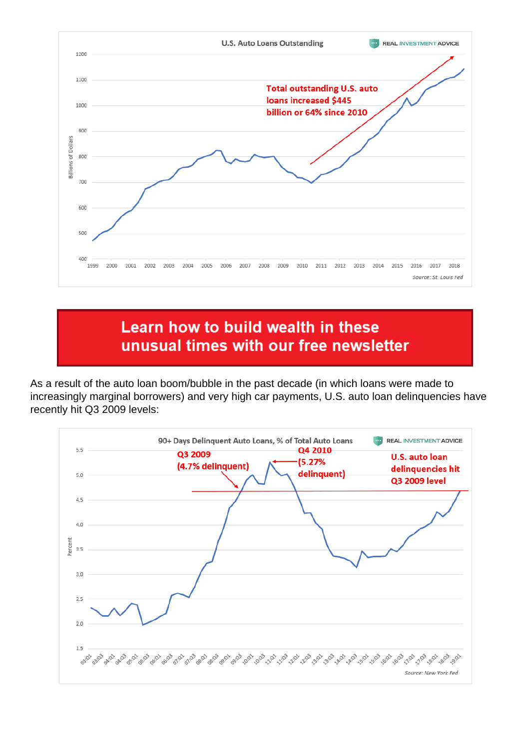**U.S. Auto Loans Outstanding**

REAL INVESTMENT ADVICE

Total outstanding U.S. auto loans increased $445 billion or 64% since 2010

Billions of Dollars

Source: St. Louis Fed

**Learn how to build wealth in these unusual times with our free newsletter**

As a result of the auto loan boom/bubble in the past decade (in which loans were made to increasingly marginal borrowers) and very high car payments, U.S. auto loan delinquencies have recently hit Q3 2009 levels:

**90+ Days Delinquent Auto Loans, % of Total Auto Loans**

REAL INVESTMENT ADVICE

Q3 2009 (4.7% delinquent)

Q4 2010 (5.27% delinquent)

U.S. auto loan delinquencies hit Q3 2009 level

Percent

Source: New York Fed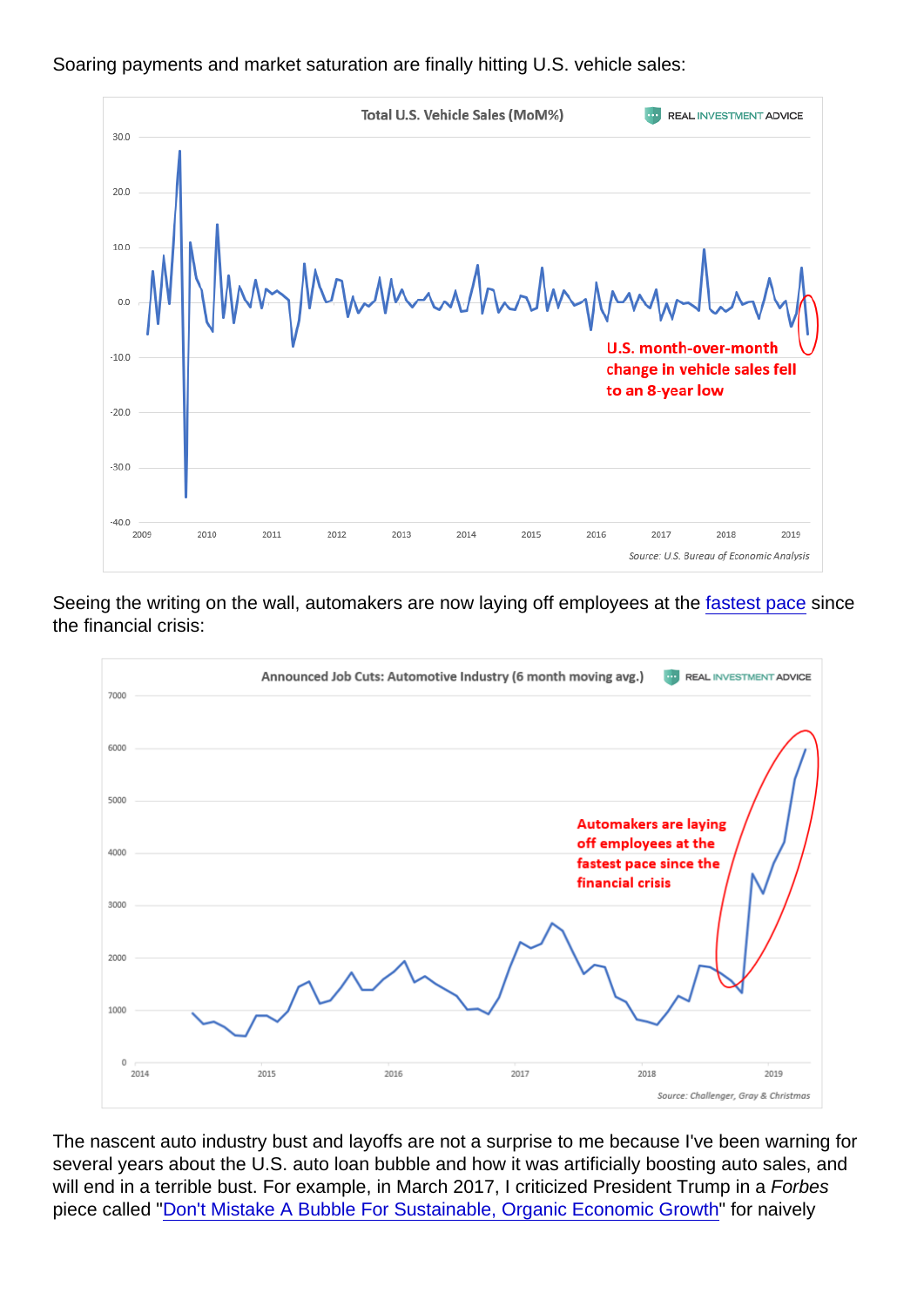Soaring payments and market saturation are finally hitting U.S. vehicle sales:

Seeing the writing on the wall, automakers are now laying off employees at the fastest pace since the financial crisis:

The nascent auto industry bust and layoffs are not a surprise to me because I've been warning for several years about the U.S. auto loan bubble and how it was artificially boosting auto sales, and will end in a terrible bust. For example, in March 2017, I criticized President Trump in a *Forbes* piece called "Don't Mistake A Bubble For Sustainable, Organic Economic Growth" for naively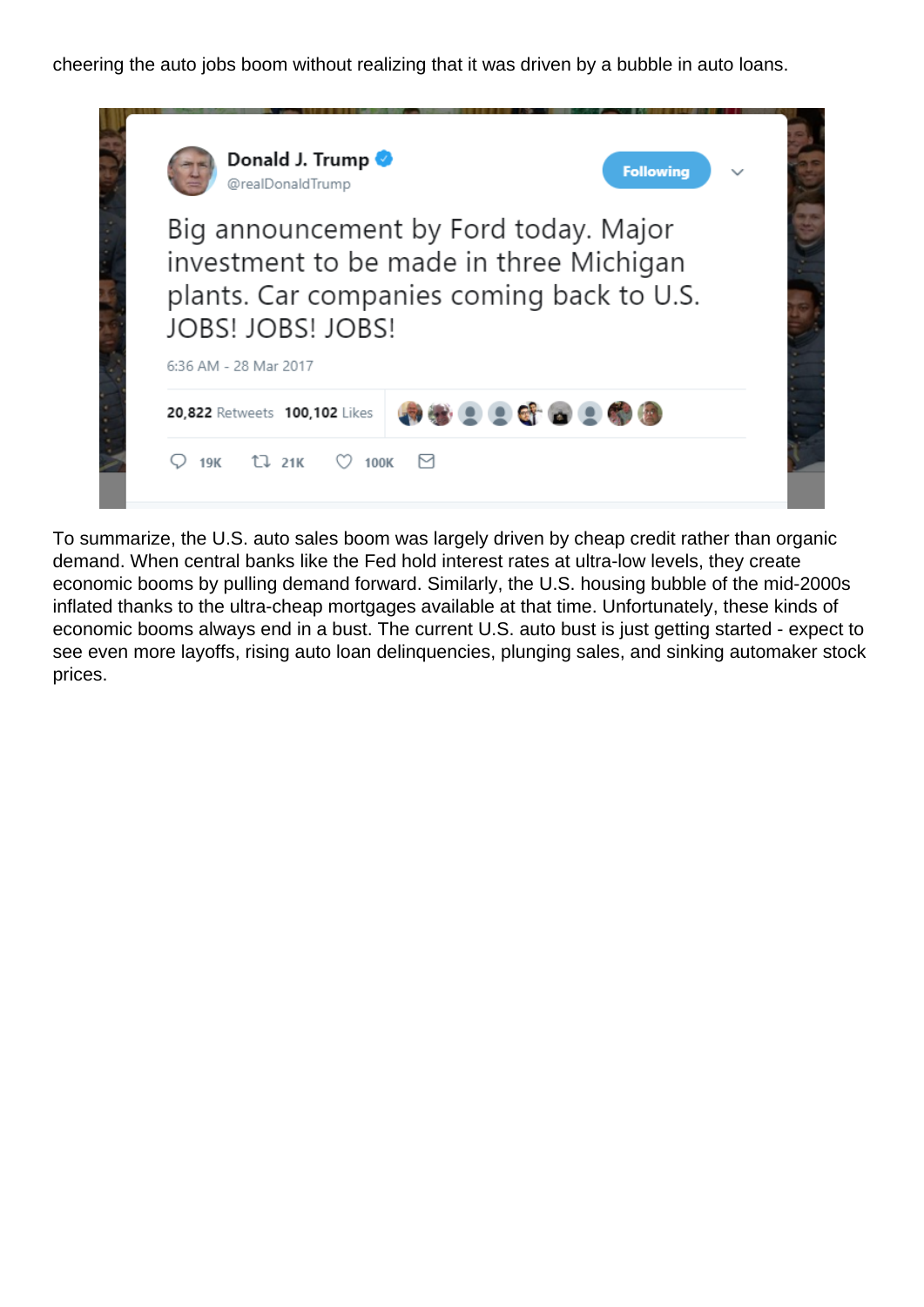cheering the auto jobs boom without realizing that it was driven by a bubble in auto loans.

To summarize, the U.S. auto sales boom was largely driven by cheap credit rather than organic demand. When central banks like the Fed hold interest rates at ultra-low levels, they create economic booms by pulling demand forward. Similarly, the U.S. housing bubble of the mid-2000s inflated thanks to the ultra-cheap mortgages available at that time. Unfortunately, these kinds of economic booms always end in a bust. The current U.S. auto bust is just getting started - expect to see even more layoffs, rising auto loan delinquencies, plunging sales, and sinking automaker stock prices.